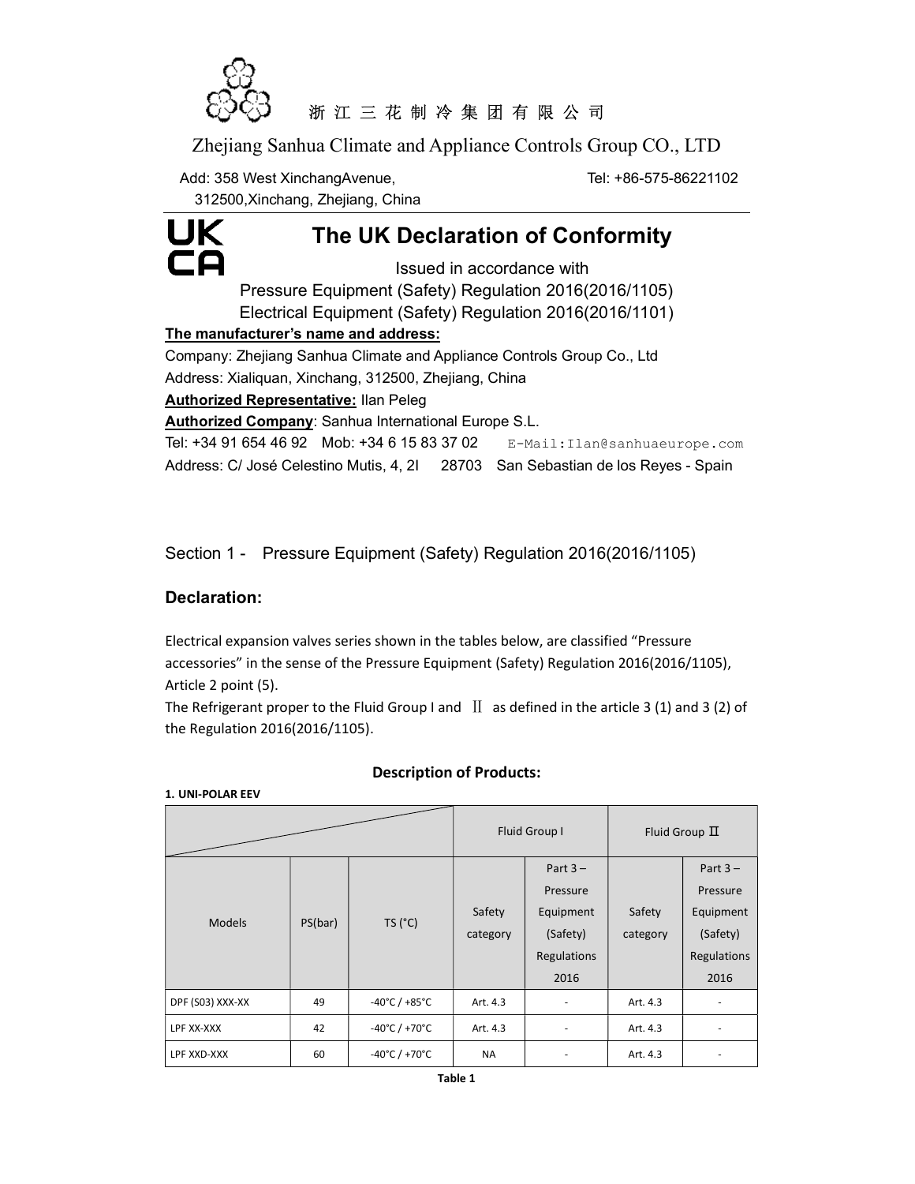浙 江 三 花 制 冷 集 团 有 限 公 司

Zhejiang Sanhua Climate and Appliance Controls Group CO., LTD

Add: 358 West XinchangAvenue, 312500,Xinchang, Zhejiang, China

Tel: +86-575-86221102

# The UK Declaration of Conformity

UK CA

Issued in accordance with
Pressure Equipment (Safety) Regulation 2016(2016/1105)
Electrical Equipment (Safety) Regulation 2016(2016/1101)

**The manufacturer's name and address:**

Company: Zhejiang Sanhua Climate and Appliance Controls Group Co., Ltd
Address: Xialiquan, Xinchang, 312500, Zhejiang, China

**Authorized Representative:** Ilan Peleg

**Authorized Company**: Sanhua International Europe S.L.

Tel: +34 91 654 46 92 Mob: +34 6 15 83 37 02 E-Mail:Ilan@sanhuaeurope.com

Address: C/ José Celestino Mutis, 4, 2I 28703 San Sebastian de los Reyes - Spain

## Section 1 - Pressure Equipment (Safety) Regulation 2016(2016/1105)

### Declaration:

Electrical expansion valves series shown in the tables below, are classified "Pressure accessories" in the sense of the Pressure Equipment (Safety) Regulation 2016(2016/1105), Article 2 point (5).

The Refrigerant proper to the Fluid Group I and Ⅱ as defined in the article 3 (1) and 3 (2) of the Regulation 2016(2016/1105).

### Description of Products:

**1. UNI-POLAR EEV**

| | | | Fluid Group I | | Fluid Group Ⅱ | |
|---|---|---|---|---|---|---|
| Models | PS(bar) | TS (°C) | Safety category | Part 3 – Pressure Equipment (Safety) Regulations 2016 | Safety category | Part 3 – Pressure Equipment (Safety) Regulations 2016 |
| DPF (S03) XXX-XX | 49 | -40°C / +85°C | Art. 4.3 | - | Art. 4.3 | - |
| LPF XX-XXX | 42 | -40°C / +70°C | Art. 4.3 | - | Art. 4.3 | - |
| LPF XXD-XXX | 60 | -40°C / +70°C | NA | - | Art. 4.3 | - |

**Table 1**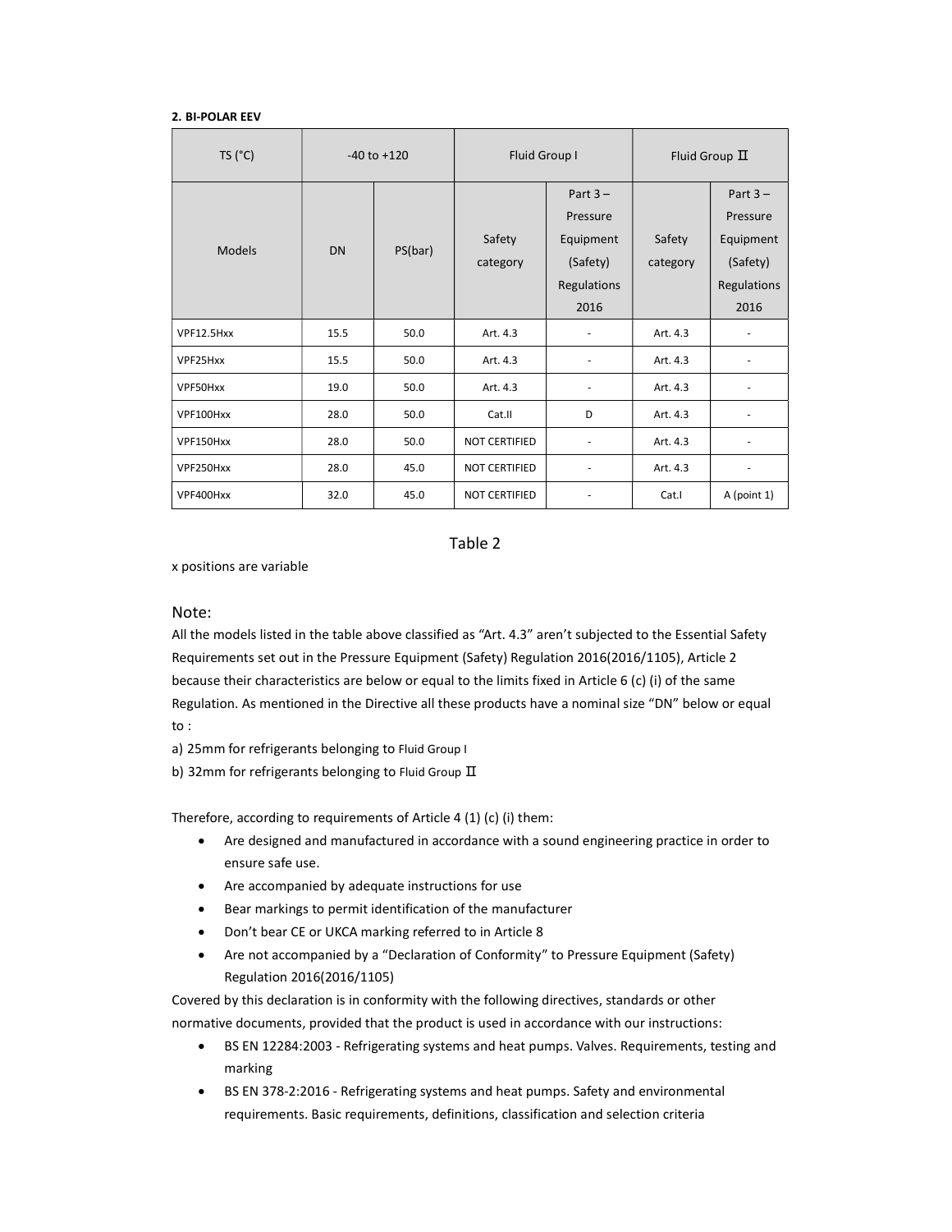**2. BI-POLAR EEV**

| TS (°C) | -40 to +120 | | Fluid Group I | | Fluid Group Ⅱ | |
|---|---|---|---|---|---|---|
| Models | DN | PS(bar) | Safety category | Part 3 – Pressure Equipment (Safety) Regulations 2016 | Safety category | Part 3 – Pressure Equipment (Safety) Regulations 2016 |
| VPF12.5Hxx | 15.5 | 50.0 | Art. 4.3 | - | Art. 4.3 | - |
| VPF25Hxx | 15.5 | 50.0 | Art. 4.3 | - | Art. 4.3 | - |
| VPF50Hxx | 19.0 | 50.0 | Art. 4.3 | - | Art. 4.3 | - |
| VPF100Hxx | 28.0 | 50.0 | Cat.II | D | Art. 4.3 | - |
| VPF150Hxx | 28.0 | 50.0 | NOT CERTIFIED | - | Art. 4.3 | - |
| VPF250Hxx | 28.0 | 45.0 | NOT CERTIFIED | - | Art. 4.3 | - |
| VPF400Hxx | 32.0 | 45.0 | NOT CERTIFIED | - | Cat.I | A (point 1) |

Table 2

x positions are variable

Note:

All the models listed in the table above classified as "Art. 4.3" aren't subjected to the Essential Safety Requirements set out in the Pressure Equipment (Safety) Regulation 2016(2016/1105), Article 2 because their characteristics are below or equal to the limits fixed in Article 6 (c) (i) of the same Regulation. As mentioned in the Directive all these products have a nominal size "DN" below or equal to :

a) 25mm for refrigerants belonging to Fluid Group I

b) 32mm for refrigerants belonging to Fluid Group Ⅱ

Therefore, according to requirements of Article 4 (1) (c) (i) them:

- Are designed and manufactured in accordance with a sound engineering practice in order to ensure safe use.
- Are accompanied by adequate instructions for use
- Bear markings to permit identification of the manufacturer
- Don't bear CE or UKCA marking referred to in Article 8
- Are not accompanied by a "Declaration of Conformity" to Pressure Equipment (Safety) Regulation 2016(2016/1105)

Covered by this declaration is in conformity with the following directives, standards or other normative documents, provided that the product is used in accordance with our instructions:

- BS EN 12284:2003 - Refrigerating systems and heat pumps. Valves. Requirements, testing and marking
- BS EN 378-2:2016 - Refrigerating systems and heat pumps. Safety and environmental requirements. Basic requirements, definitions, classification and selection criteria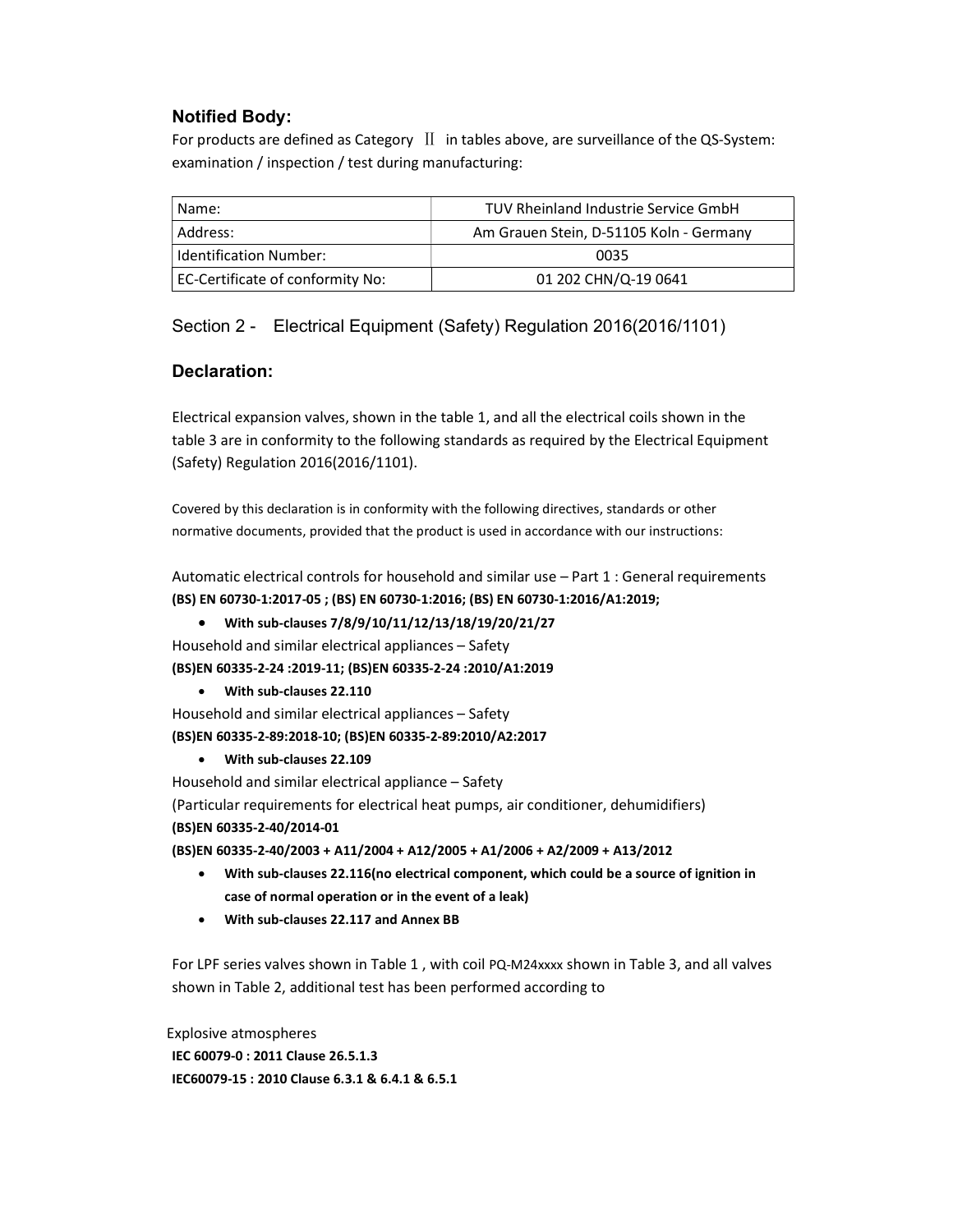### Notified Body:

For products are defined as Category Ⅱ in tables above, are surveillance of the QS-System: examination / inspection / test during manufacturing:

| Name: | TUV Rheinland Industrie Service GmbH |
| --- | --- |
| Address: | Am Grauen Stein, D-51105 Koln - Germany |
| Identification Number: | 0035 |
| EC-Certificate of conformity No: | 01 202 CHN/Q-19 0641 |

## Section 2 - Electrical Equipment (Safety) Regulation 2016(2016/1101)

### Declaration:

Electrical expansion valves, shown in the table 1, and all the electrical coils shown in the table 3 are in conformity to the following standards as required by the Electrical Equipment (Safety) Regulation 2016(2016/1101).

Covered by this declaration is in conformity with the following directives, standards or other normative documents, provided that the product is used in accordance with our instructions:

Automatic electrical controls for household and similar use – Part 1 : General requirements
**(BS) EN 60730-1:2017-05 ; (BS) EN 60730-1:2016; (BS) EN 60730-1:2016/A1:2019;**

- **With sub-clauses 7/8/9/10/11/12/13/18/19/20/21/27**

Household and similar electrical appliances – Safety
**(BS)EN 60335-2-24 :2019-11; (BS)EN 60335-2-24 :2010/A1:2019**

- **With sub-clauses 22.110**

Household and similar electrical appliances – Safety
**(BS)EN 60335-2-89:2018-10; (BS)EN 60335-2-89:2010/A2:2017**

- **With sub-clauses 22.109**

Household and similar electrical appliance – Safety
(Particular requirements for electrical heat pumps, air conditioner, dehumidifiers)
**(BS)EN 60335-2-40/2014-01**
**(BS)EN 60335-2-40/2003 + A11/2004 + A12/2005 + A1/2006 + A2/2009 + A13/2012**

- **With sub-clauses 22.116(no electrical component, which could be a source of ignition in case of normal operation or in the event of a leak)**
- **With sub-clauses 22.117 and Annex BB**

For LPF series valves shown in Table 1 , with coil PQ-M24xxxx shown in Table 3, and all valves shown in Table 2, additional test has been performed according to

Explosive atmospheres
**IEC 60079-0 : 2011 Clause 26.5.1.3**
**IEC60079-15 : 2010 Clause 6.3.1 & 6.4.1 & 6.5.1**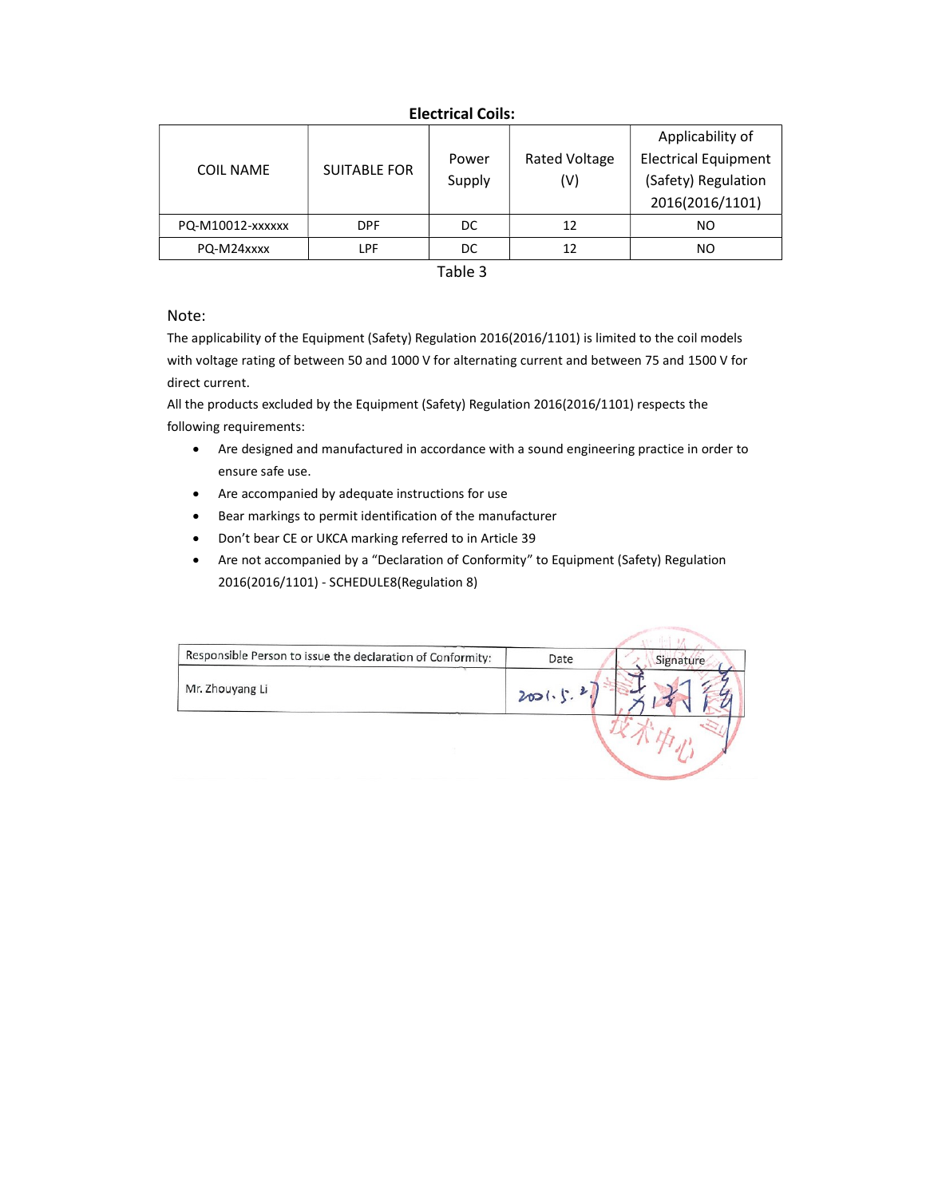**Electrical Coils:**

| COIL NAME | SUITABLE FOR | Power Supply | Rated Voltage (V) | Applicability of Electrical Equipment (Safety) Regulation 2016(2016/1101) |
|---|---|---|---|---|
| PQ-M10012-xxxxxx | DPF | DC | 12 | NO |
| PQ-M24xxxx | LPF | DC | 12 | NO |

Table 3

Note:

The applicability of the Equipment (Safety) Regulation 2016(2016/1101) is limited to the coil models with voltage rating of between 50 and 1000 V for alternating current and between 75 and 1500 V for direct current.

All the products excluded by the Equipment (Safety) Regulation 2016(2016/1101) respects the following requirements:

- Are designed and manufactured in accordance with a sound engineering practice in order to ensure safe use.
- Are accompanied by adequate instructions for use
- Bear markings to permit identification of the manufacturer
- Don't bear CE or UKCA marking referred to in Article 39
- Are not accompanied by a "Declaration of Conformity" to Equipment (Safety) Regulation 2016(2016/1101) - SCHEDULE8(Regulation 8)

| Responsible Person to issue the declaration of Conformity: | Date | Signature |
|---|---|---|
| Mr. Zhouyang Li | 2021.5.27 | 李周阳 |

技术中心